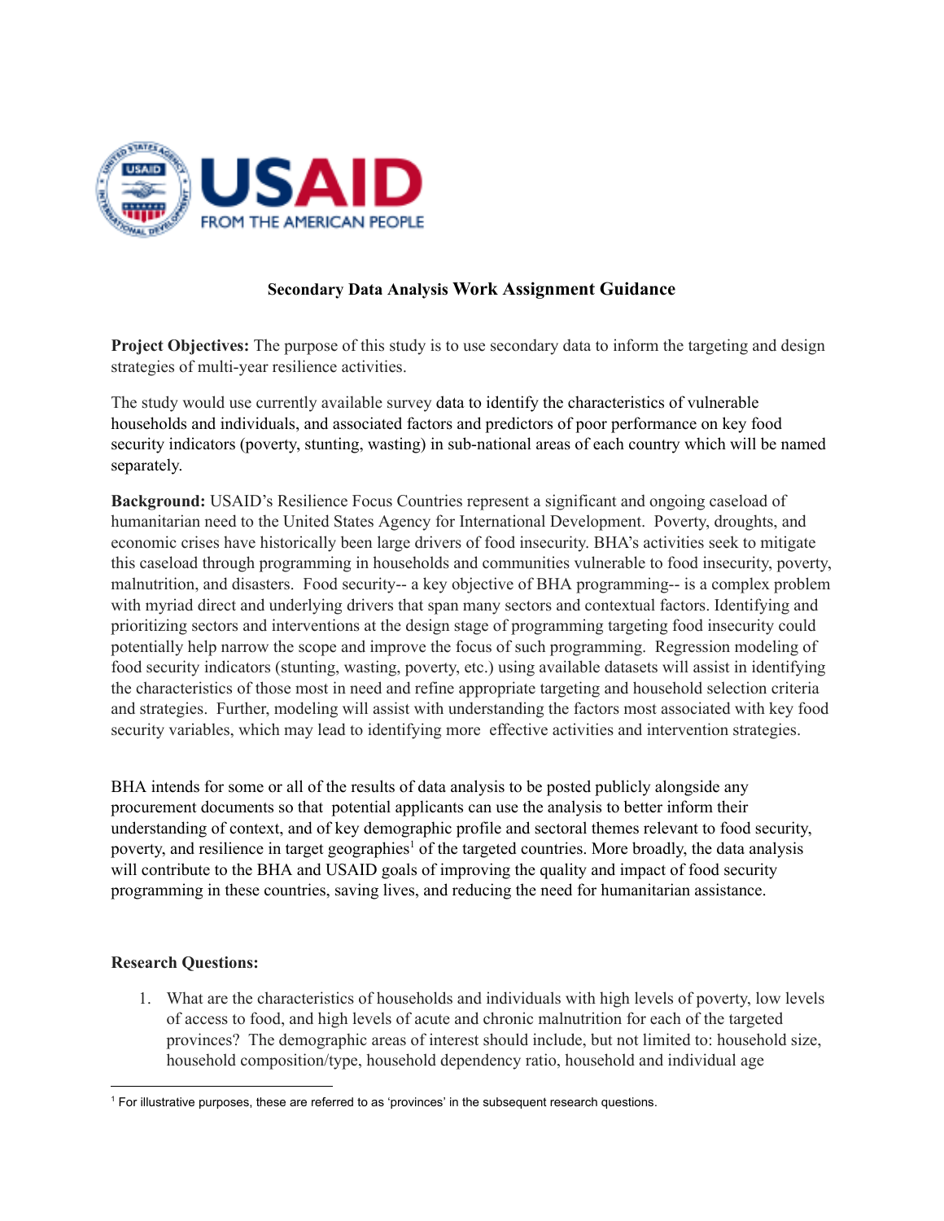# Secondary Data Analysis Work Assignment Guidance

**Project Objectives:** The purpose of this study is to use secondary data to inform the targeting and design strategies of multi-year resilience activities.

The study would use currently available survey data to identify the characteristics of vulnerable households and individuals, and associated factors and predictors of poor performance on key food security indicators (poverty, stunting, wasting) in sub-national areas of each country which will be named separately.

**Background:** USAID's Resilience Focus Countries represent a significant and ongoing caseload of humanitarian need to the United States Agency for International Development. Poverty, droughts, and economic crises have historically been large drivers of food insecurity. BHA's activities seek to mitigate this caseload through programming in households and communities vulnerable to food insecurity, poverty, malnutrition, and disasters. Food security-- a key objective of BHA programming-- is a complex problem with myriad direct and underlying drivers that span many sectors and contextual factors. Identifying and prioritizing sectors and interventions at the design stage of programming targeting food insecurity could potentially help narrow the scope and improve the focus of such programming. Regression modeling of food security indicators (stunting, wasting, poverty, etc.) using available datasets will assist in identifying the characteristics of those most in need and refine appropriate targeting and household selection criteria and strategies. Further, modeling will assist with understanding the factors most associated with key food security variables, which may lead to identifying more effective activities and intervention strategies.

BHA intends for some or all of the results of data analysis to be posted publicly alongside any procurement documents so that potential applicants can use the analysis to better inform their understanding of context, and of key demographic profile and sectoral themes relevant to food security, poverty, and resilience in target geographies[1] of the targeted countries. More broadly, the data analysis will contribute to the BHA and USAID goals of improving the quality and impact of food security programming in these countries, saving lives, and reducing the need for humanitarian assistance.

**Research Questions:**

1. What are the characteristics of households and individuals with high levels of poverty, low levels of access to food, and high levels of acute and chronic malnutrition for each of the targeted provinces? The demographic areas of interest should include, but not limited to: household size, household composition/type, household dependency ratio, household and individual age

[1] For illustrative purposes, these are referred to as 'provinces' in the subsequent research questions.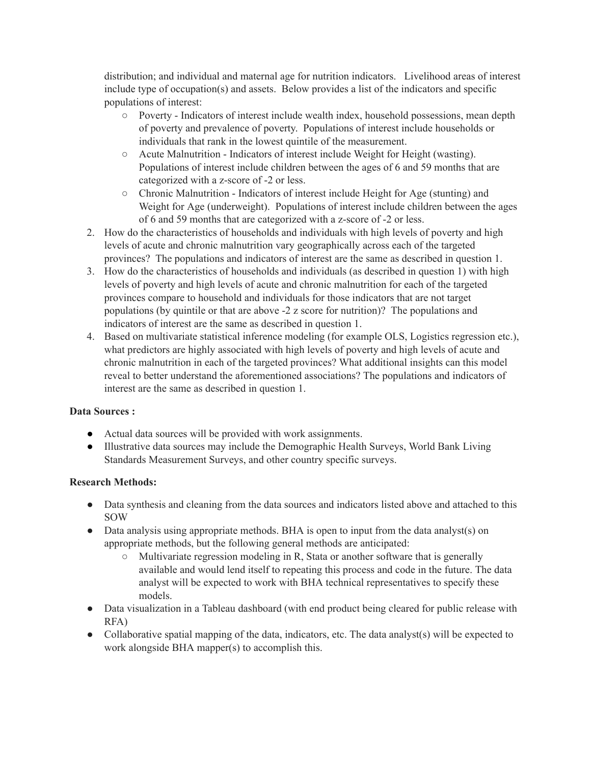distribution; and individual and maternal age for nutrition indicators. Livelihood areas of interest include type of occupation(s) and assets. Below provides a list of the indicators and specific populations of interest:

   - Poverty - Indicators of interest include wealth index, household possessions, mean depth of poverty and prevalence of poverty. Populations of interest include households or individuals that rank in the lowest quintile of the measurement.
   - Acute Malnutrition - Indicators of interest include Weight for Height (wasting). Populations of interest include children between the ages of 6 and 59 months that are categorized with a z-score of -2 or less.
   - Chronic Malnutrition - Indicators of interest include Height for Age (stunting) and Weight for Age (underweight). Populations of interest include children between the ages of 6 and 59 months that are categorized with a z-score of -2 or less.

2. How do the characteristics of households and individuals with high levels of poverty and high levels of acute and chronic malnutrition vary geographically across each of the targeted provinces? The populations and indicators of interest are the same as described in question 1.
3. How do the characteristics of households and individuals (as described in question 1) with high levels of poverty and high levels of acute and chronic malnutrition for each of the targeted provinces compare to household and individuals for those indicators that are not target populations (by quintile or that are above -2 z score for nutrition)? The populations and indicators of interest are the same as described in question 1.
4. Based on multivariate statistical inference modeling (for example OLS, Logistics regression etc.), what predictors are highly associated with high levels of poverty and high levels of acute and chronic malnutrition in each of the targeted provinces? What additional insights can this model reveal to better understand the aforementioned associations? The populations and indicators of interest are the same as described in question 1.

**Data Sources :**

- Actual data sources will be provided with work assignments.
- Illustrative data sources may include the Demographic Health Surveys, World Bank Living Standards Measurement Surveys, and other country specific surveys.

**Research Methods:**

- Data synthesis and cleaning from the data sources and indicators listed above and attached to this SOW
- Data analysis using appropriate methods. BHA is open to input from the data analyst(s) on appropriate methods, but the following general methods are anticipated:
   - Multivariate regression modeling in R, Stata or another software that is generally available and would lend itself to repeating this process and code in the future. The data analyst will be expected to work with BHA technical representatives to specify these models.
- Data visualization in a Tableau dashboard (with end product being cleared for public release with RFA)
- Collaborative spatial mapping of the data, indicators, etc. The data analyst(s) will be expected to work alongside BHA mapper(s) to accomplish this.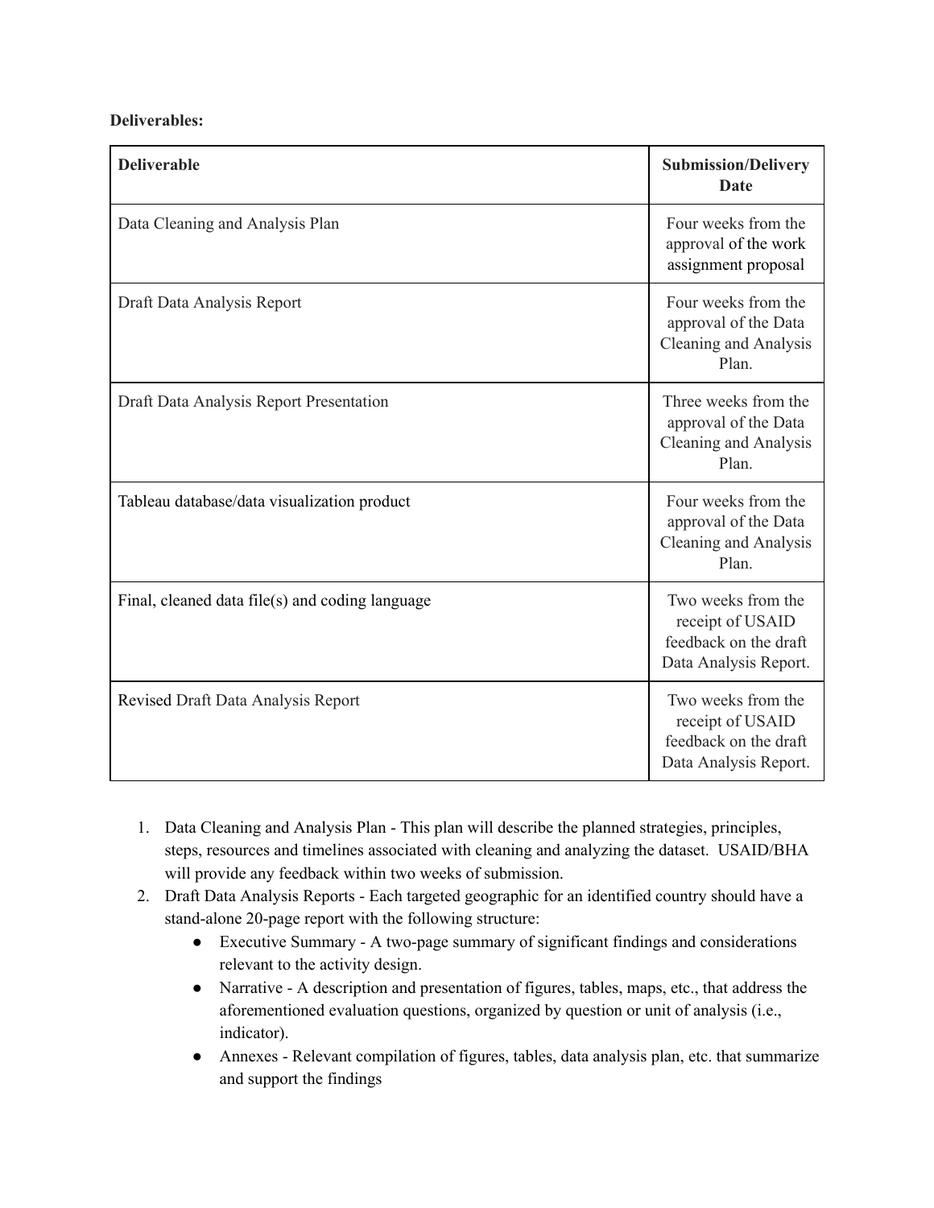**Deliverables:**

| **Deliverable** | **Submission/Delivery Date** |
|---|---|
| Data Cleaning and Analysis Plan | Four weeks from the approval of the work assignment proposal |
| Draft Data Analysis Report | Four weeks from the approval of the Data Cleaning and Analysis Plan. |
| Draft Data Analysis Report Presentation | Three weeks from the approval of the Data Cleaning and Analysis Plan. |
| Tableau database/data visualization product | Four weeks from the approval of the Data Cleaning and Analysis Plan. |
| Final, cleaned data file(s) and coding language | Two weeks from the receipt of USAID feedback on the draft Data Analysis Report. |
| Revised Draft Data Analysis Report | Two weeks from the receipt of USAID feedback on the draft Data Analysis Report. |

1. Data Cleaning and Analysis Plan - This plan will describe the planned strategies, principles, steps, resources and timelines associated with cleaning and analyzing the dataset. USAID/BHA will provide any feedback within two weeks of submission.
2. Draft Data Analysis Reports - Each targeted geographic for an identified country should have a stand-alone 20-page report with the following structure:
    - Executive Summary - A two-page summary of significant findings and considerations relevant to the activity design.
    - Narrative - A description and presentation of figures, tables, maps, etc., that address the aforementioned evaluation questions, organized by question or unit of analysis (i.e., indicator).
    - Annexes - Relevant compilation of figures, tables, data analysis plan, etc. that summarize and support the findings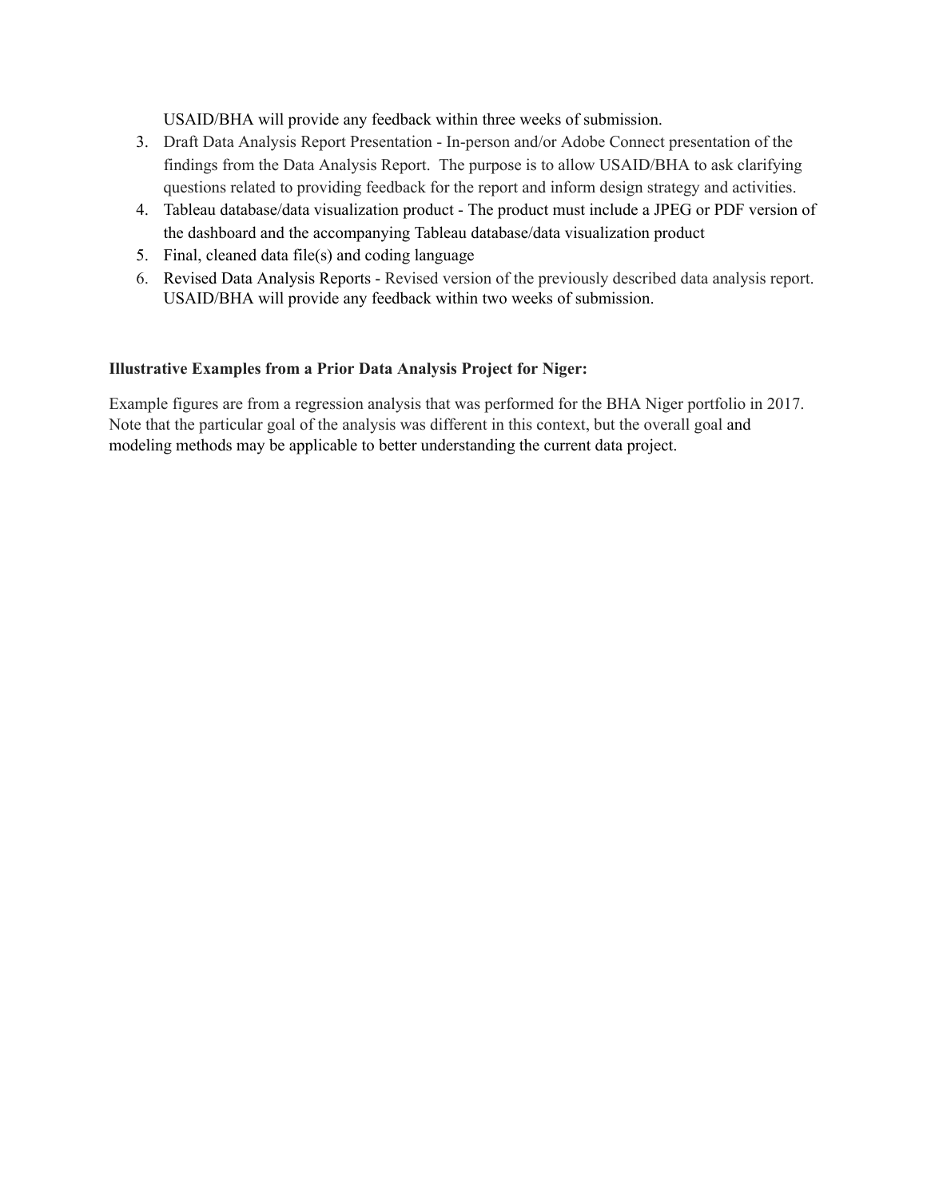USAID/BHA will provide any feedback within three weeks of submission.

3. Draft Data Analysis Report Presentation - In-person and/or Adobe Connect presentation of the findings from the Data Analysis Report. The purpose is to allow USAID/BHA to ask clarifying questions related to providing feedback for the report and inform design strategy and activities.
4. Tableau database/data visualization product - The product must include a JPEG or PDF version of the dashboard and the accompanying Tableau database/data visualization product
5. Final, cleaned data file(s) and coding language
6. Revised Data Analysis Reports - Revised version of the previously described data analysis report. USAID/BHA will provide any feedback within two weeks of submission.

**Illustrative Examples from a Prior Data Analysis Project for Niger:**

Example figures are from a regression analysis that was performed for the BHA Niger portfolio in 2017. Note that the particular goal of the analysis was different in this context, but the overall goal and modeling methods may be applicable to better understanding the current data project.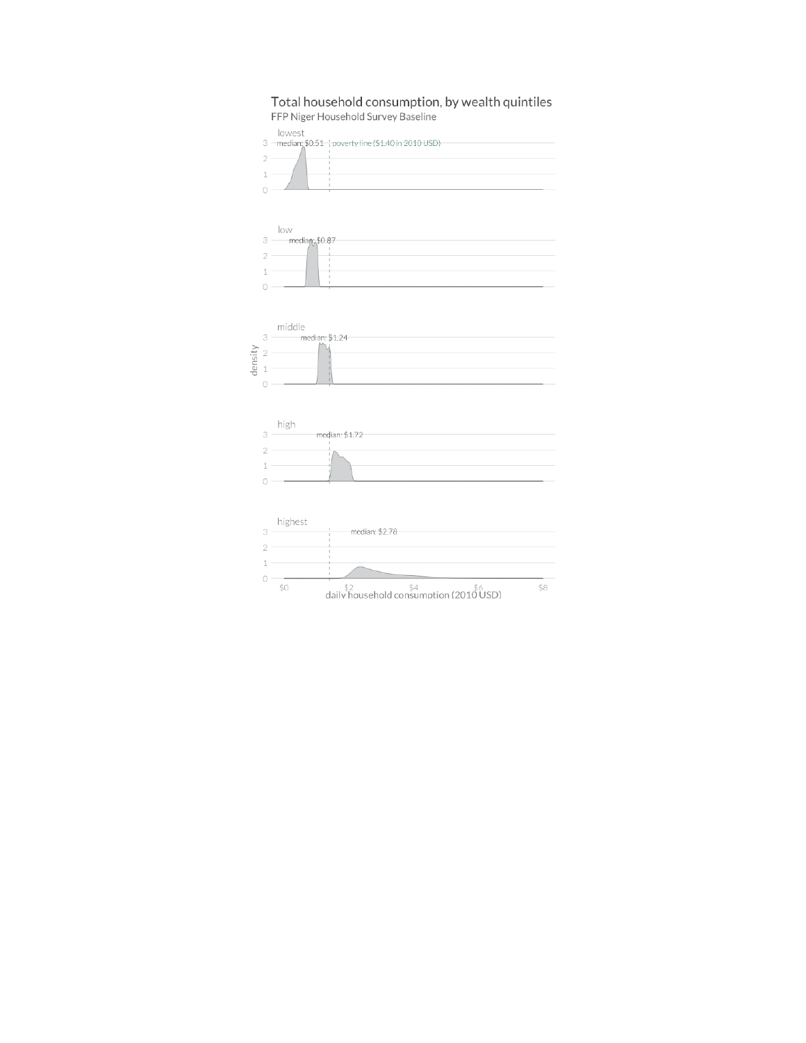## Total household consumption, by wealth quintiles

FFP Niger Household Survey Baseline

lowest — median: $0.51 | poverty line ($1.40 in 2010 USD)

low — median: $0.87

middle — median: $1.24

high — median: $1.72

highest — median: $2.78

density

$0 $2 $4 $6 $8

daily household consumption (2010 USD)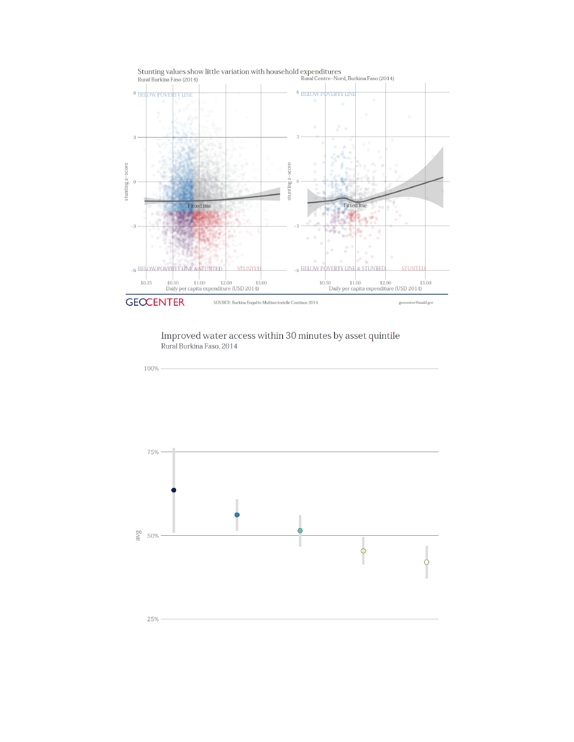## Stunting values show little variation with household expenditures

Rural Burkina Faso (2014)

Rural Centre–Nord, Burkina Faso (2014)

BELOW POVERTY LINE

BELOW POVERTY LINE & STUNTED

STUNTED

Fitted line

stunting z-score

Daily per capita expenditure (USD 2014)

GEOCENTER

SOURCE: Burkina Enquête Multisectorielle Continue 2014

geocenter@usaid.gov

## Improved water access within 30 minutes by asset quintile

Rural Burkina Faso, 2014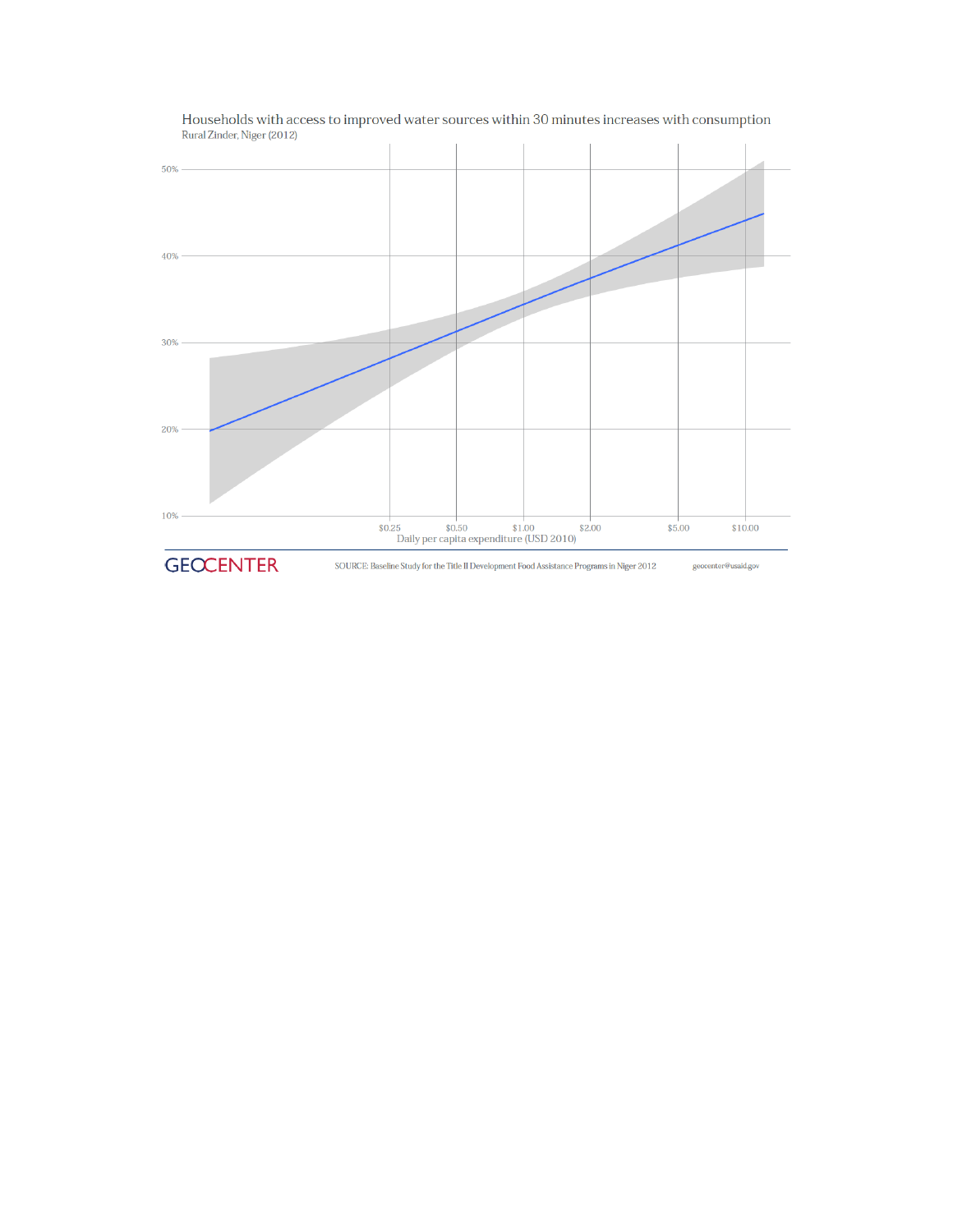Households with access to improved water sources within 30 minutes increases with consumption

Rural Zinder, Niger (2012)

50%

40%

30%

20%

10%

$0.25 $0.50 $1.00 $2.00 $5.00 $10.00

Daily per capita expenditure (USD 2010)

GEOCENTER

SOURCE: Baseline Study for the Title II Development Food Assistance Programs in Niger 2012

geocenter@usaid.gov